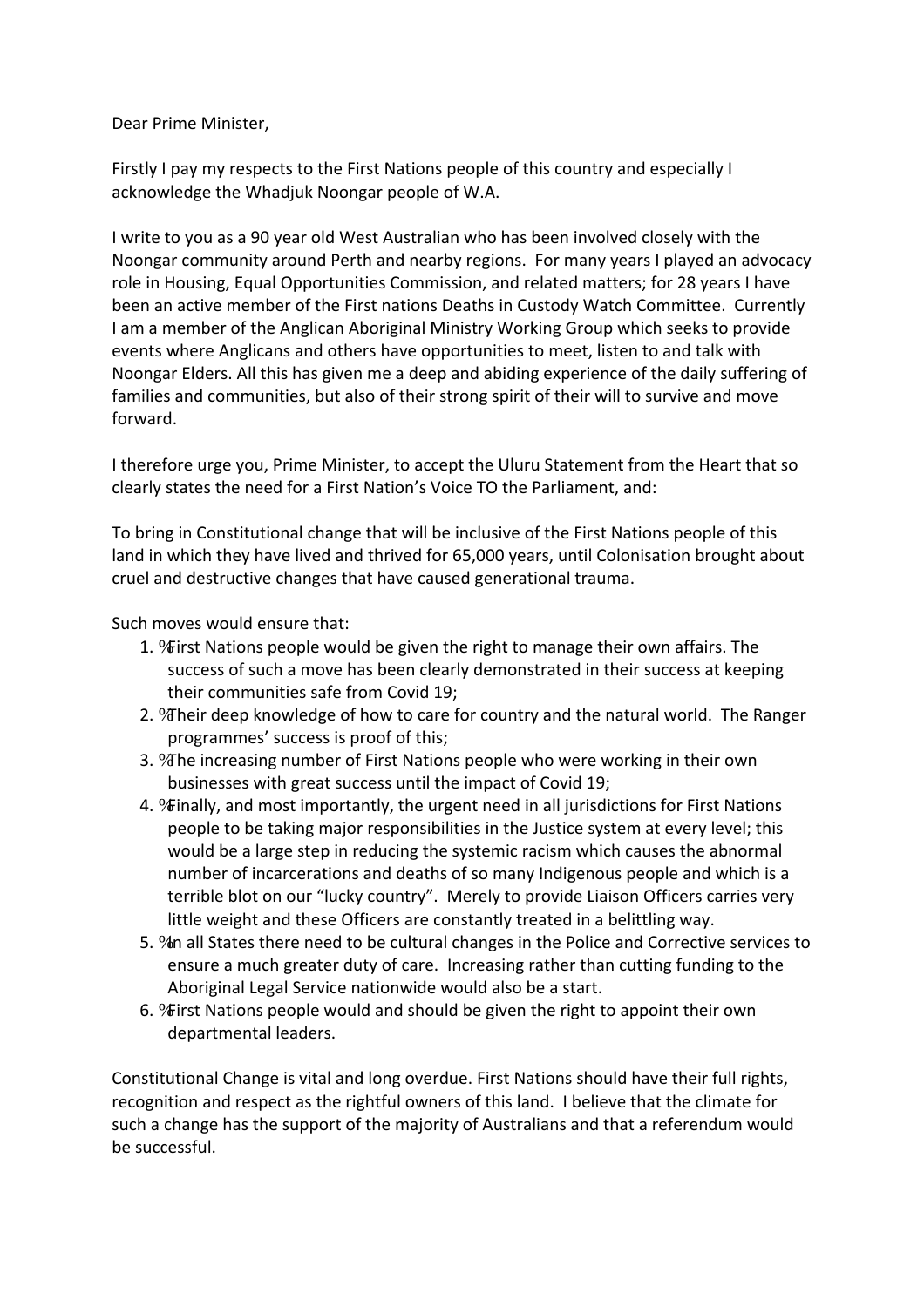Dear Prime Minister,

Firstly I pay my respects to the First Nations people of this country and especially I acknowledge the Whadjuk Noongar people of W.A.

I write to you as a 90 year old West Australian who has been involved closely with the Noongar community around Perth and nearby regions. For many years I played an advocacy role in Housing, Equal Opportunities Commission, and related matters; for 28 years I have been an active member of the First nations Deaths in Custody Watch Committee. Currently I am a member of the Anglican Aboriginal Ministry Working Group which seeks to provide events where Anglicans and others have opportunities to meet, listen to and talk with Noongar Elders. All this has given me a deep and abiding experience of the daily suffering of families and communities, but also of their strong spirit of their will to survive and move forward.

I therefore urge you, Prime Minister, to accept the Uluru Statement from the Heart that so clearly states the need for a First Nation's Voice TO the Parliament, and:

To bring in Constitutional change that will be inclusive of the First Nations people of this land in which they have lived and thrived for 65,000 years, until Colonisation brought about cruel and destructive changes that have caused generational trauma.

Such moves would ensure that:

1. First Nations people would be given the right to manage their own affairs. The success of such a move has been clearly demonstrated in their success at keeping their communities safe from Covid 19;
2. Their deep knowledge of how to care for country and the natural world. The Ranger programmes' success is proof of this;
3. The increasing number of First Nations people who were working in their own businesses with great success until the impact of Covid 19;
4. Finally, and most importantly, the urgent need in all jurisdictions for First Nations people to be taking major responsibilities in the Justice system at every level; this would be a large step in reducing the systemic racism which causes the abnormal number of incarcerations and deaths of so many Indigenous people and which is a terrible blot on our "lucky country". Merely to provide Liaison Officers carries very little weight and these Officers are constantly treated in a belittling way.
5. In all States there need to be cultural changes in the Police and Corrective services to ensure a much greater duty of care. Increasing rather than cutting funding to the Aboriginal Legal Service nationwide would also be a start.
6. First Nations people would and should be given the right to appoint their own departmental leaders.

Constitutional Change is vital and long overdue. First Nations should have their full rights, recognition and respect as the rightful owners of this land. I believe that the climate for such a change has the support of the majority of Australians and that a referendum would be successful.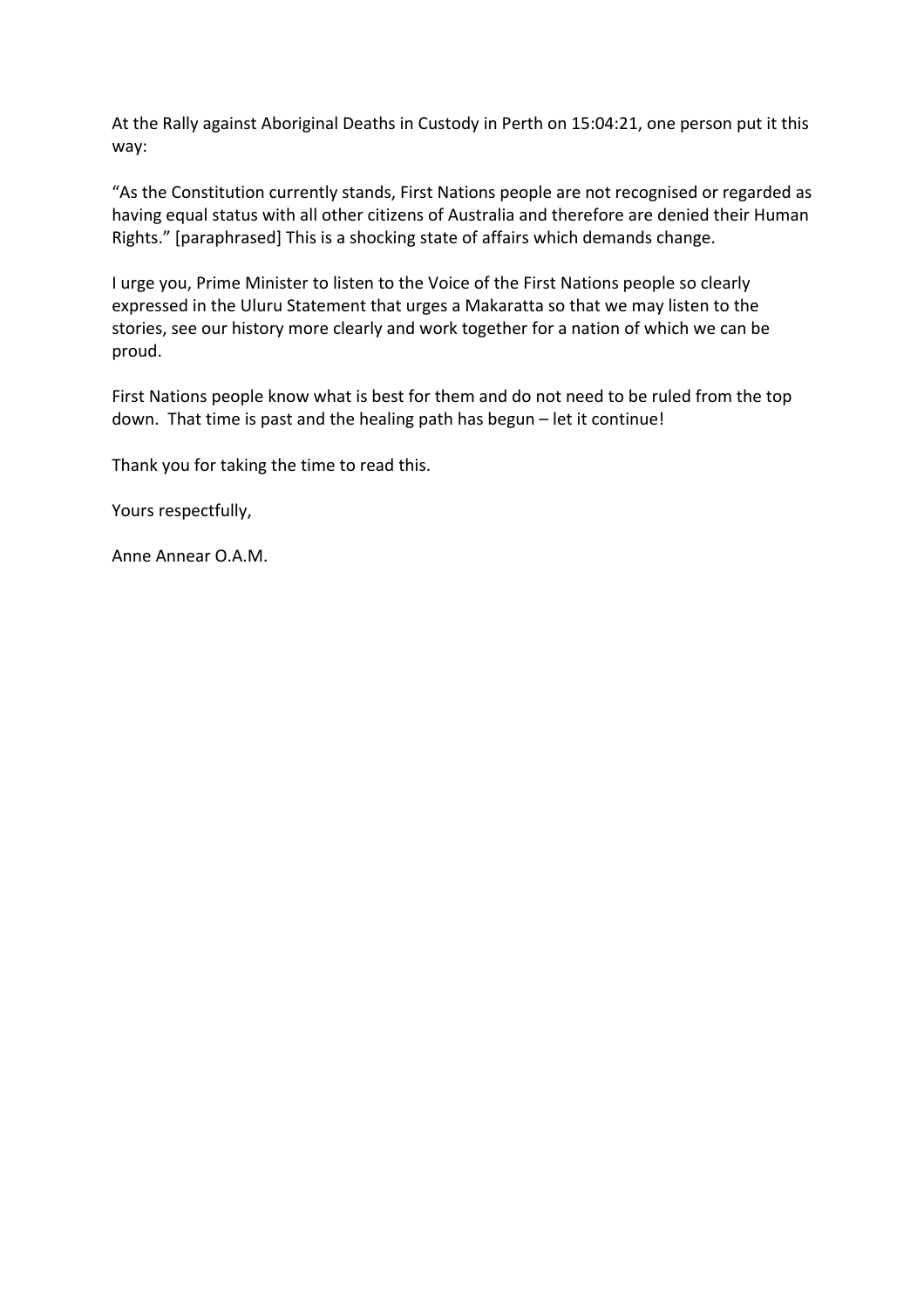At the Rally against Aboriginal Deaths in Custody in Perth on 15:04:21, one person put it this way:

"As the Constitution currently stands, First Nations people are not recognised or regarded as having equal status with all other citizens of Australia and therefore are denied their Human Rights." [paraphrased] This is a shocking state of affairs which demands change.

I urge you, Prime Minister to listen to the Voice of the First Nations people so clearly expressed in the Uluru Statement that urges a Makaratta so that we may listen to the stories, see our history more clearly and work together for a nation of which we can be proud.

First Nations people know what is best for them and do not need to be ruled from the top down. That time is past and the healing path has begun – let it continue!

Thank you for taking the time to read this.

Yours respectfully,

Anne Annear O.A.M.